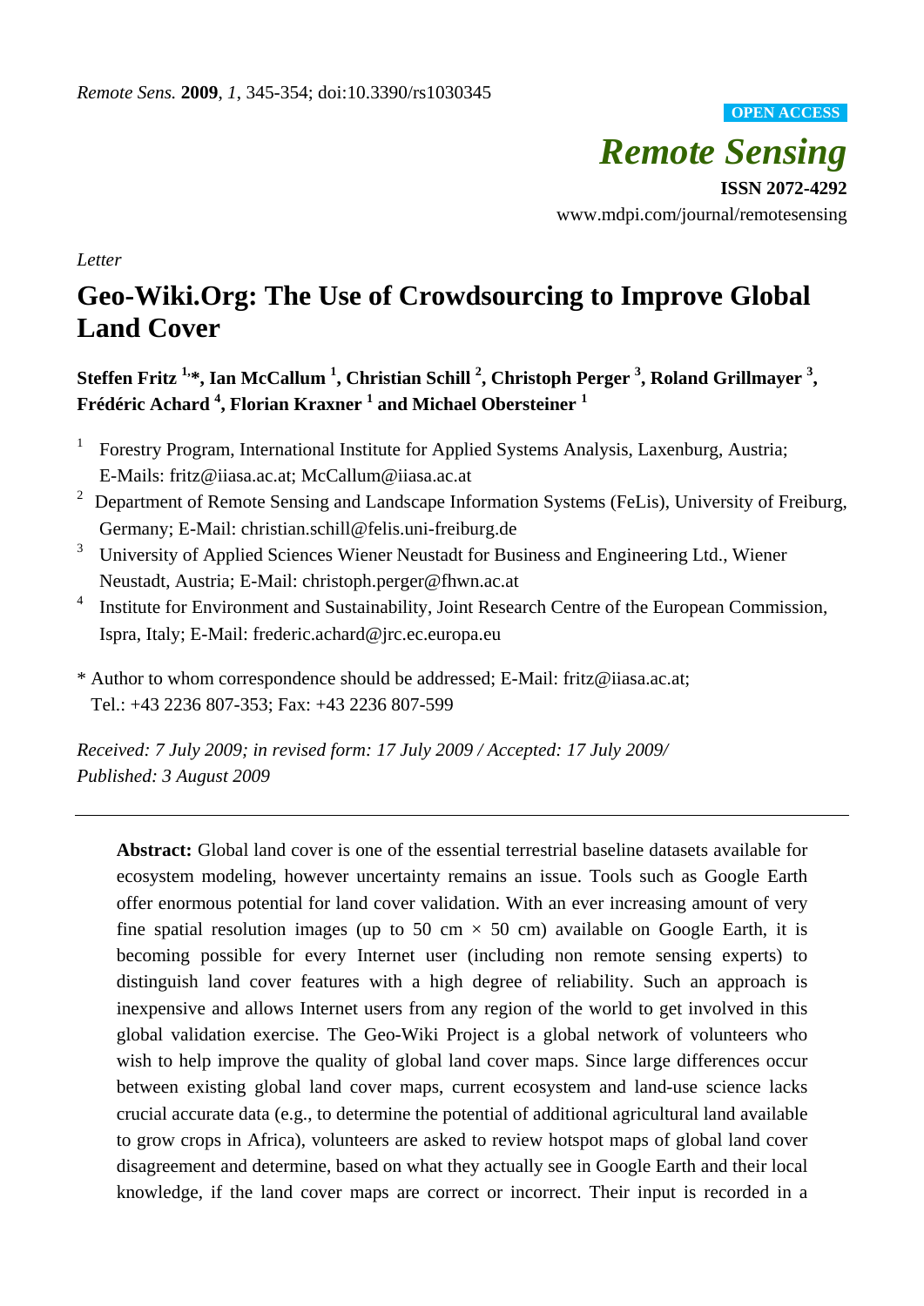*Remote Sens.* **2009**, *1*, 345-354; doi:10.3390/rs1030345

**OPEN ACCESS**

# *Remote Sensing*

**ISSN 2072-4292**

www.mdpi.com/journal/remotesensing

*Letter*

# Geo-Wiki.Org: The Use of Crowdsourcing to Improve Global Land Cover

**Steffen Fritz [1,]*, Ian McCallum [1], Christian Schill [2], Christoph Perger [3], Roland Grillmayer [3], Frédéric Achard [4], Florian Kraxner [1] and Michael Obersteiner [1]**

1. Forestry Program, International Institute for Applied Systems Analysis, Laxenburg, Austria; E-Mails: fritz@iiasa.ac.at; McCallum@iiasa.ac.at
2. Department of Remote Sensing and Landscape Information Systems (FeLis), University of Freiburg, Germany; E-Mail: christian.schill@felis.uni-freiburg.de
3. University of Applied Sciences Wiener Neustadt for Business and Engineering Ltd., Wiener Neustadt, Austria; E-Mail: christoph.perger@fhwn.ac.at
4. Institute for Environment and Sustainability, Joint Research Centre of the European Commission, Ispra, Italy; E-Mail: frederic.achard@jrc.ec.europa.eu

\* Author to whom correspondence should be addressed; E-Mail: fritz@iiasa.ac.at; Tel.: +43 2236 807-353; Fax: +43 2236 807-599

*Received: 7 July 2009; in revised form: 17 July 2009 / Accepted: 17 July 2009/ Published: 3 August 2009*

---

**Abstract:** Global land cover is one of the essential terrestrial baseline datasets available for ecosystem modeling, however uncertainty remains an issue. Tools such as Google Earth offer enormous potential for land cover validation. With an ever increasing amount of very fine spatial resolution images (up to 50 cm × 50 cm) available on Google Earth, it is becoming possible for every Internet user (including non remote sensing experts) to distinguish land cover features with a high degree of reliability. Such an approach is inexpensive and allows Internet users from any region of the world to get involved in this global validation exercise. The Geo-Wiki Project is a global network of volunteers who wish to help improve the quality of global land cover maps. Since large differences occur between existing global land cover maps, current ecosystem and land-use science lacks crucial accurate data (e.g., to determine the potential of additional agricultural land available to grow crops in Africa), volunteers are asked to review hotspot maps of global land cover disagreement and determine, based on what they actually see in Google Earth and their local knowledge, if the land cover maps are correct or incorrect. Their input is recorded in a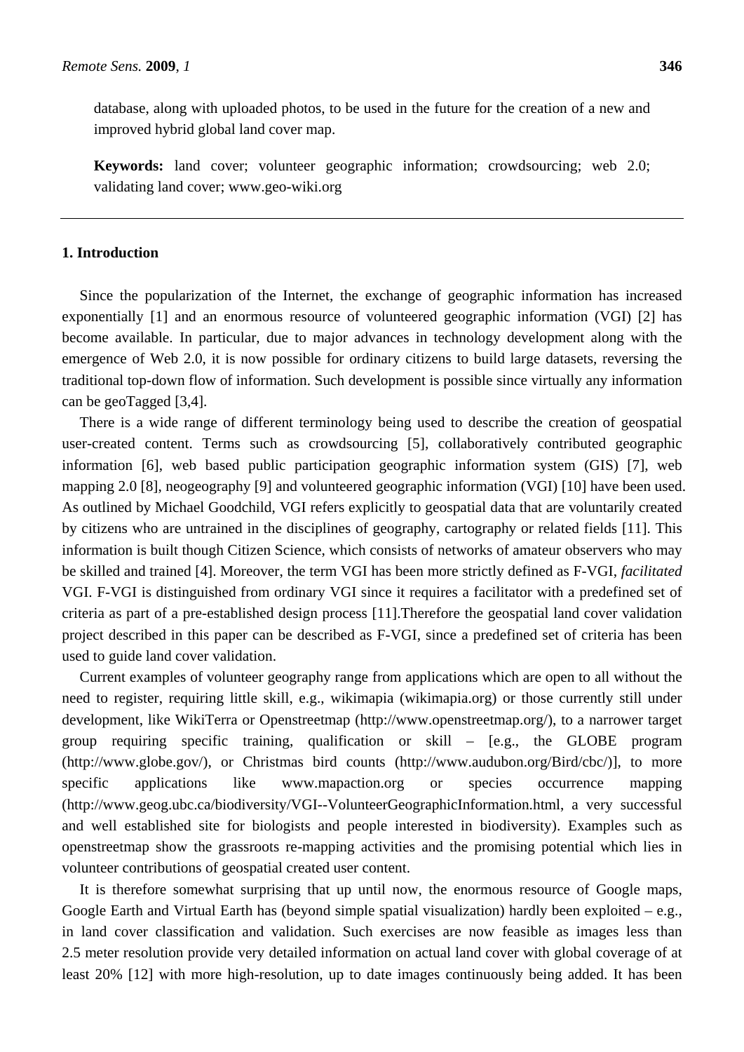database, along with uploaded photos, to be used in the future for the creation of a new and improved hybrid global land cover map.

**Keywords:** land cover; volunteer geographic information; crowdsourcing; web 2.0; validating land cover; www.geo-wiki.org

## 1. Introduction

Since the popularization of the Internet, the exchange of geographic information has increased exponentially [1] and an enormous resource of volunteered geographic information (VGI) [2] has become available. In particular, due to major advances in technology development along with the emergence of Web 2.0, it is now possible for ordinary citizens to build large datasets, reversing the traditional top-down flow of information. Such development is possible since virtually any information can be geoTagged [3,4].

There is a wide range of different terminology being used to describe the creation of geospatial user-created content. Terms such as crowdsourcing [5], collaboratively contributed geographic information [6], web based public participation geographic information system (GIS) [7], web mapping 2.0 [8], neogeography [9] and volunteered geographic information (VGI) [10] have been used. As outlined by Michael Goodchild, VGI refers explicitly to geospatial data that are voluntarily created by citizens who are untrained in the disciplines of geography, cartography or related fields [11]. This information is built though Citizen Science, which consists of networks of amateur observers who may be skilled and trained [4]. Moreover, the term VGI has been more strictly defined as F-VGI, *facilitated* VGI. F-VGI is distinguished from ordinary VGI since it requires a facilitator with a predefined set of criteria as part of a pre-established design process [11].Therefore the geospatial land cover validation project described in this paper can be described as F-VGI, since a predefined set of criteria has been used to guide land cover validation.

Current examples of volunteer geography range from applications which are open to all without the need to register, requiring little skill, e.g., wikimapia (wikimapia.org) or those currently still under development, like WikiTerra or Openstreetmap (http://www.openstreetmap.org/), to a narrower target group requiring specific training, qualification or skill – [e.g., the GLOBE program (http://www.globe.gov/), or Christmas bird counts (http://www.audubon.org/Bird/cbc/)], to more specific applications like www.mapaction.org or species occurrence mapping (http://www.geog.ubc.ca/biodiversity/VGI--VolunteerGeographicInformation.html, a very successful and well established site for biologists and people interested in biodiversity). Examples such as openstreetmap show the grassroots re-mapping activities and the promising potential which lies in volunteer contributions of geospatial created user content.

It is therefore somewhat surprising that up until now, the enormous resource of Google maps, Google Earth and Virtual Earth has (beyond simple spatial visualization) hardly been exploited – e.g., in land cover classification and validation. Such exercises are now feasible as images less than 2.5 meter resolution provide very detailed information on actual land cover with global coverage of at least 20% [12] with more high-resolution, up to date images continuously being added. It has been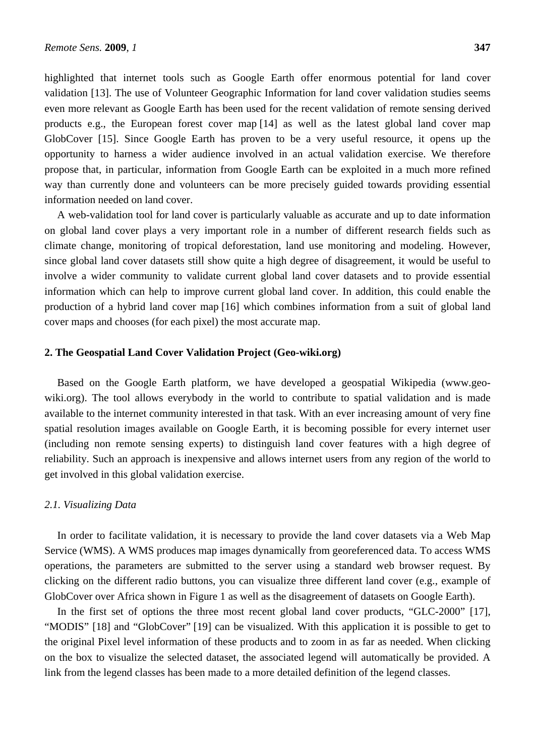highlighted that internet tools such as Google Earth offer enormous potential for land cover validation [13]. The use of Volunteer Geographic Information for land cover validation studies seems even more relevant as Google Earth has been used for the recent validation of remote sensing derived products e.g., the European forest cover map [14] as well as the latest global land cover map GlobCover [15]. Since Google Earth has proven to be a very useful resource, it opens up the opportunity to harness a wider audience involved in an actual validation exercise. We therefore propose that, in particular, information from Google Earth can be exploited in a much more refined way than currently done and volunteers can be more precisely guided towards providing essential information needed on land cover.

A web-validation tool for land cover is particularly valuable as accurate and up to date information on global land cover plays a very important role in a number of different research fields such as climate change, monitoring of tropical deforestation, land use monitoring and modeling. However, since global land cover datasets still show quite a high degree of disagreement, it would be useful to involve a wider community to validate current global land cover datasets and to provide essential information which can help to improve current global land cover. In addition, this could enable the production of a hybrid land cover map [16] which combines information from a suit of global land cover maps and chooses (for each pixel) the most accurate map.

## 2. The Geospatial Land Cover Validation Project (Geo-wiki.org)

Based on the Google Earth platform, we have developed a geospatial Wikipedia (www.geo-wiki.org). The tool allows everybody in the world to contribute to spatial validation and is made available to the internet community interested in that task. With an ever increasing amount of very fine spatial resolution images available on Google Earth, it is becoming possible for every internet user (including non remote sensing experts) to distinguish land cover features with a high degree of reliability. Such an approach is inexpensive and allows internet users from any region of the world to get involved in this global validation exercise.

### *2.1. Visualizing Data*

In order to facilitate validation, it is necessary to provide the land cover datasets via a Web Map Service (WMS). A WMS produces map images dynamically from georeferenced data. To access WMS operations, the parameters are submitted to the server using a standard web browser request. By clicking on the different radio buttons, you can visualize three different land cover (e.g., example of GlobCover over Africa shown in Figure 1 as well as the disagreement of datasets on Google Earth).

In the first set of options the three most recent global land cover products, "GLC-2000" [17], "MODIS" [18] and "GlobCover" [19] can be visualized. With this application it is possible to get to the original Pixel level information of these products and to zoom in as far as needed. When clicking on the box to visualize the selected dataset, the associated legend will automatically be provided. A link from the legend classes has been made to a more detailed definition of the legend classes.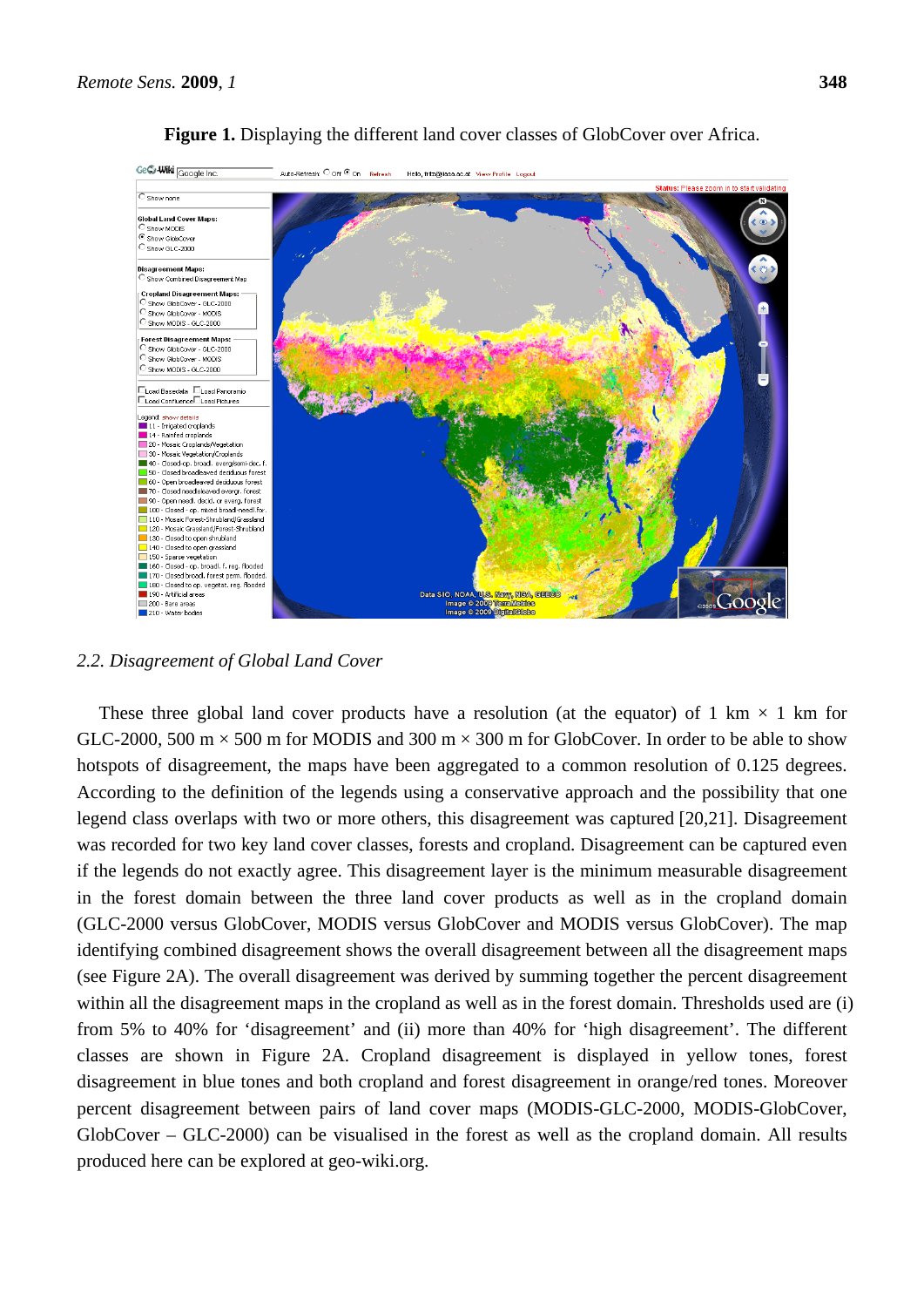**Figure 1.** Displaying the different land cover classes of GlobCover over Africa.

### 2.2. Disagreement of Global Land Cover

These three global land cover products have a resolution (at the equator) of 1 km × 1 km for GLC-2000, 500 m × 500 m for MODIS and 300 m × 300 m for GlobCover. In order to be able to show hotspots of disagreement, the maps have been aggregated to a common resolution of 0.125 degrees. According to the definition of the legends using a conservative approach and the possibility that one legend class overlaps with two or more others, this disagreement was captured [20,21]. Disagreement was recorded for two key land cover classes, forests and cropland. Disagreement can be captured even if the legends do not exactly agree. This disagreement layer is the minimum measurable disagreement in the forest domain between the three land cover products as well as in the cropland domain (GLC-2000 versus GlobCover, MODIS versus GlobCover and MODIS versus GlobCover). The map identifying combined disagreement shows the overall disagreement between all the disagreement maps (see Figure 2A). The overall disagreement was derived by summing together the percent disagreement within all the disagreement maps in the cropland as well as in the forest domain. Thresholds used are (i) from 5% to 40% for 'disagreement' and (ii) more than 40% for 'high disagreement'. The different classes are shown in Figure 2A. Cropland disagreement is displayed in yellow tones, forest disagreement in blue tones and both cropland and forest disagreement in orange/red tones. Moreover percent disagreement between pairs of land cover maps (MODIS-GLC-2000, MODIS-GlobCover, GlobCover – GLC-2000) can be visualised in the forest as well as the cropland domain. All results produced here can be explored at geo-wiki.org.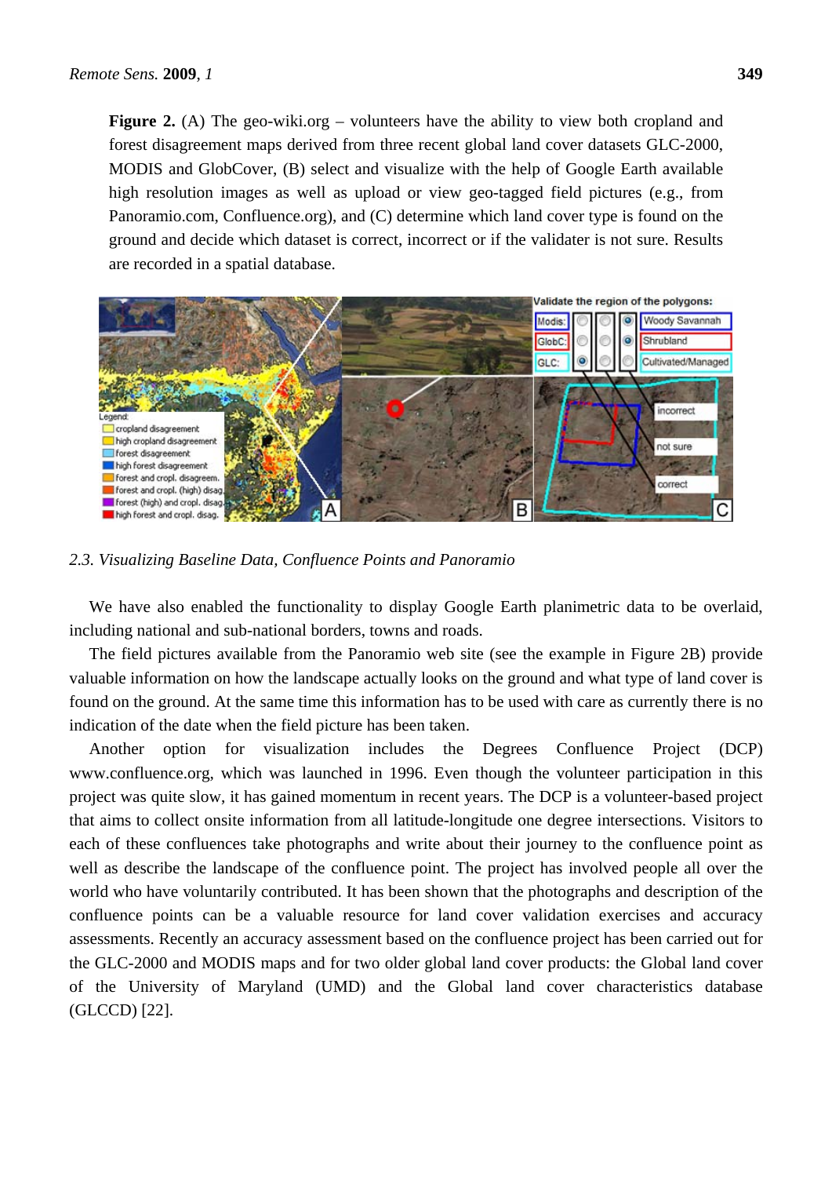**Figure 2.** (A) The geo-wiki.org – volunteers have the ability to view both cropland and forest disagreement maps derived from three recent global land cover datasets GLC-2000, MODIS and GlobCover, (B) select and visualize with the help of Google Earth available high resolution images as well as upload or view geo-tagged field pictures (e.g., from Panoramio.com, Confluence.org), and (C) determine which land cover type is found on the ground and decide which dataset is correct, incorrect or if the validater is not sure. Results are recorded in a spatial database.

Legend:
cropland disagreement
high cropland disagreement
forest disagreement
high forest disagreement
forest and cropl. disagreem.
forest and cropl. (high) disag.
forest (high) and cropl. disag.
high forest and cropl. disag.

Validate the region of the polygons:
Modis: Woody Savannah
GlobC: Shrubland
GLC: Cultivated/Managed
incorrect
not sure
correct

A B C

### *2.3. Visualizing Baseline Data, Confluence Points and Panoramio*

We have also enabled the functionality to display Google Earth planimetric data to be overlaid, including national and sub-national borders, towns and roads.

The field pictures available from the Panoramio web site (see the example in Figure 2B) provide valuable information on how the landscape actually looks on the ground and what type of land cover is found on the ground. At the same time this information has to be used with care as currently there is no indication of the date when the field picture has been taken.

Another option for visualization includes the Degrees Confluence Project (DCP) www.confluence.org, which was launched in 1996. Even though the volunteer participation in this project was quite slow, it has gained momentum in recent years. The DCP is a volunteer-based project that aims to collect onsite information from all latitude-longitude one degree intersections. Visitors to each of these confluences take photographs and write about their journey to the confluence point as well as describe the landscape of the confluence point. The project has involved people all over the world who have voluntarily contributed. It has been shown that the photographs and description of the confluence points can be a valuable resource for land cover validation exercises and accuracy assessments. Recently an accuracy assessment based on the confluence project has been carried out for the GLC-2000 and MODIS maps and for two older global land cover products: the Global land cover of the University of Maryland (UMD) and the Global land cover characteristics database (GLCCD) [22].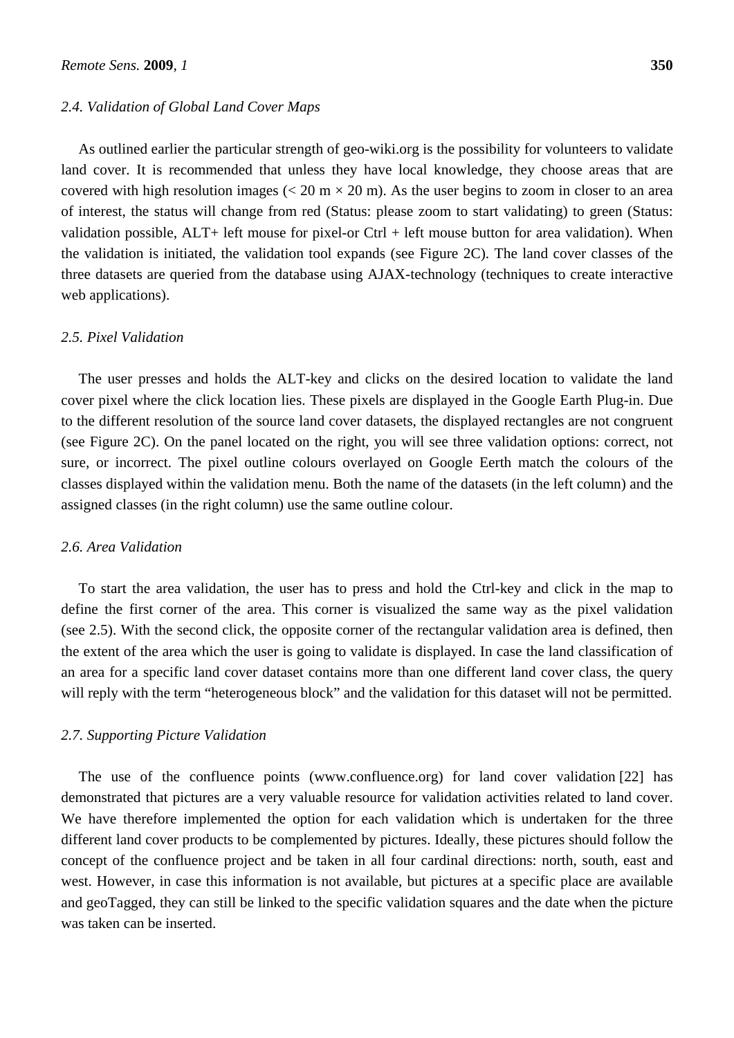### 2.4. Validation of Global Land Cover Maps

As outlined earlier the particular strength of geo-wiki.org is the possibility for volunteers to validate land cover. It is recommended that unless they have local knowledge, they choose areas that are covered with high resolution images (< 20 m × 20 m). As the user begins to zoom in closer to an area of interest, the status will change from red (Status: please zoom to start validating) to green (Status: validation possible, ALT+ left mouse for pixel-or Ctrl + left mouse button for area validation). When the validation is initiated, the validation tool expands (see Figure 2C). The land cover classes of the three datasets are queried from the database using AJAX-technology (techniques to create interactive web applications).

### 2.5. Pixel Validation

The user presses and holds the ALT-key and clicks on the desired location to validate the land cover pixel where the click location lies. These pixels are displayed in the Google Earth Plug-in. Due to the different resolution of the source land cover datasets, the displayed rectangles are not congruent (see Figure 2C). On the panel located on the right, you will see three validation options: correct, not sure, or incorrect. The pixel outline colours overlayed on Google Eerth match the colours of the classes displayed within the validation menu. Both the name of the datasets (in the left column) and the assigned classes (in the right column) use the same outline colour.

### 2.6. Area Validation

To start the area validation, the user has to press and hold the Ctrl-key and click in the map to define the first corner of the area. This corner is visualized the same way as the pixel validation (see 2.5). With the second click, the opposite corner of the rectangular validation area is defined, then the extent of the area which the user is going to validate is displayed. In case the land classification of an area for a specific land cover dataset contains more than one different land cover class, the query will reply with the term "heterogeneous block" and the validation for this dataset will not be permitted.

### 2.7. Supporting Picture Validation

The use of the confluence points (www.confluence.org) for land cover validation [22] has demonstrated that pictures are a very valuable resource for validation activities related to land cover. We have therefore implemented the option for each validation which is undertaken for the three different land cover products to be complemented by pictures. Ideally, these pictures should follow the concept of the confluence project and be taken in all four cardinal directions: north, south, east and west. However, in case this information is not available, but pictures at a specific place are available and geoTagged, they can still be linked to the specific validation squares and the date when the picture was taken can be inserted.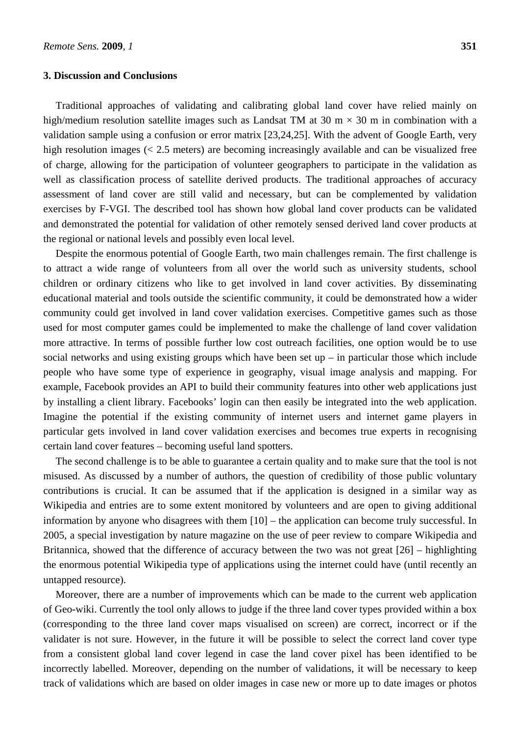## 3. Discussion and Conclusions

Traditional approaches of validating and calibrating global land cover have relied mainly on high/medium resolution satellite images such as Landsat TM at 30 m × 30 m in combination with a validation sample using a confusion or error matrix [23,24,25]. With the advent of Google Earth, very high resolution images (< 2.5 meters) are becoming increasingly available and can be visualized free of charge, allowing for the participation of volunteer geographers to participate in the validation as well as classification process of satellite derived products. The traditional approaches of accuracy assessment of land cover are still valid and necessary, but can be complemented by validation exercises by F-VGI. The described tool has shown how global land cover products can be validated and demonstrated the potential for validation of other remotely sensed derived land cover products at the regional or national levels and possibly even local level.

Despite the enormous potential of Google Earth, two main challenges remain. The first challenge is to attract a wide range of volunteers from all over the world such as university students, school children or ordinary citizens who like to get involved in land cover activities. By disseminating educational material and tools outside the scientific community, it could be demonstrated how a wider community could get involved in land cover validation exercises. Competitive games such as those used for most computer games could be implemented to make the challenge of land cover validation more attractive. In terms of possible further low cost outreach facilities, one option would be to use social networks and using existing groups which have been set up – in particular those which include people who have some type of experience in geography, visual image analysis and mapping. For example, Facebook provides an API to build their community features into other web applications just by installing a client library. Facebooks' login can then easily be integrated into the web application. Imagine the potential if the existing community of internet users and internet game players in particular gets involved in land cover validation exercises and becomes true experts in recognising certain land cover features – becoming useful land spotters.

The second challenge is to be able to guarantee a certain quality and to make sure that the tool is not misused. As discussed by a number of authors, the question of credibility of those public voluntary contributions is crucial. It can be assumed that if the application is designed in a similar way as Wikipedia and entries are to some extent monitored by volunteers and are open to giving additional information by anyone who disagrees with them [10] – the application can become truly successful. In 2005, a special investigation by nature magazine on the use of peer review to compare Wikipedia and Britannica, showed that the difference of accuracy between the two was not great [26] – highlighting the enormous potential Wikipedia type of applications using the internet could have (until recently an untapped resource).

Moreover, there are a number of improvements which can be made to the current web application of Geo-wiki. Currently the tool only allows to judge if the three land cover types provided within a box (corresponding to the three land cover maps visualised on screen) are correct, incorrect or if the validater is not sure. However, in the future it will be possible to select the correct land cover type from a consistent global land cover legend in case the land cover pixel has been identified to be incorrectly labelled. Moreover, depending on the number of validations, it will be necessary to keep track of validations which are based on older images in case new or more up to date images or photos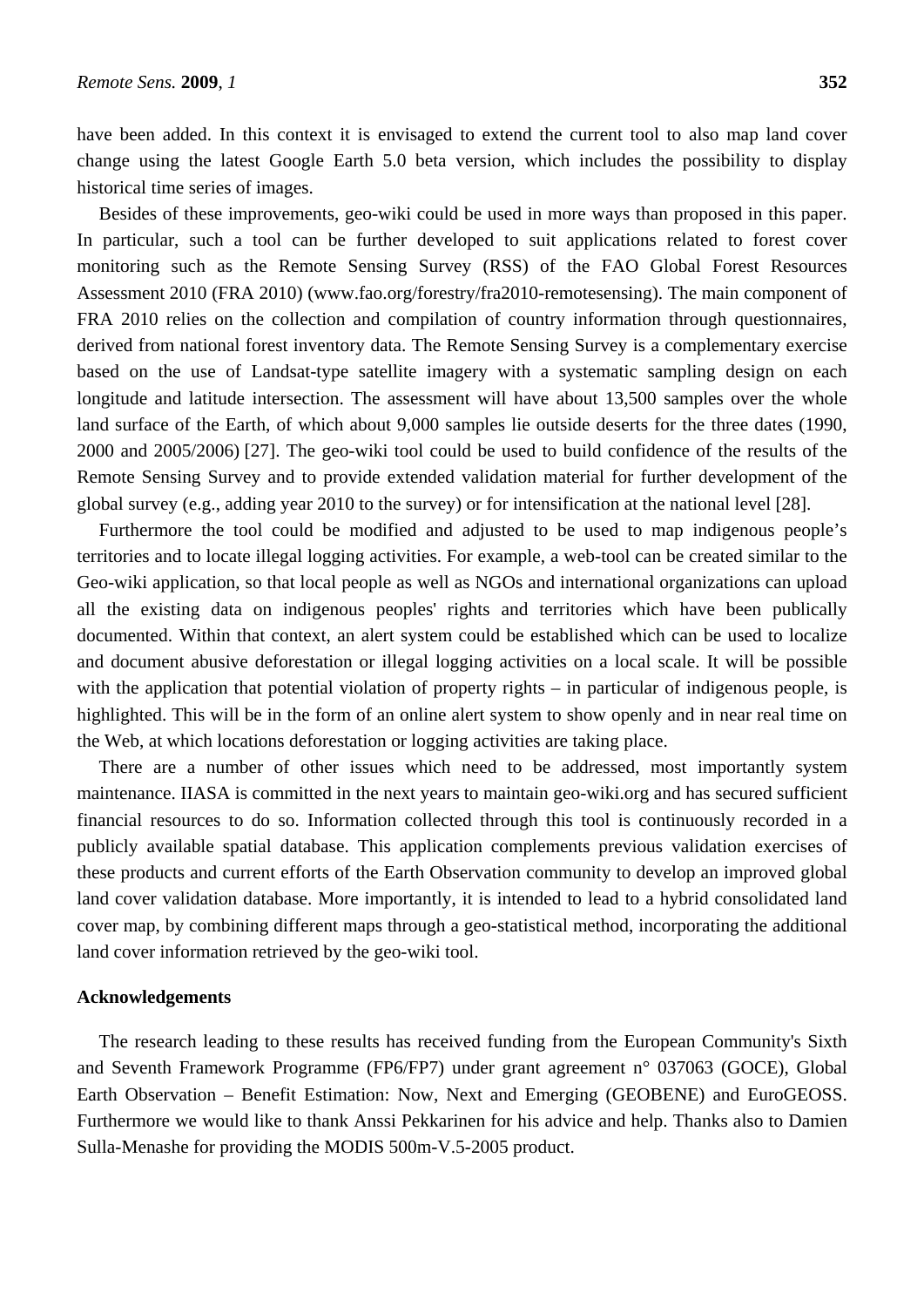have been added. In this context it is envisaged to extend the current tool to also map land cover change using the latest Google Earth 5.0 beta version, which includes the possibility to display historical time series of images.

Besides of these improvements, geo-wiki could be used in more ways than proposed in this paper. In particular, such a tool can be further developed to suit applications related to forest cover monitoring such as the Remote Sensing Survey (RSS) of the FAO Global Forest Resources Assessment 2010 (FRA 2010) (www.fao.org/forestry/fra2010-remotesensing). The main component of FRA 2010 relies on the collection and compilation of country information through questionnaires, derived from national forest inventory data. The Remote Sensing Survey is a complementary exercise based on the use of Landsat-type satellite imagery with a systematic sampling design on each longitude and latitude intersection. The assessment will have about 13,500 samples over the whole land surface of the Earth, of which about 9,000 samples lie outside deserts for the three dates (1990, 2000 and 2005/2006) [27]. The geo-wiki tool could be used to build confidence of the results of the Remote Sensing Survey and to provide extended validation material for further development of the global survey (e.g., adding year 2010 to the survey) or for intensification at the national level [28].

Furthermore the tool could be modified and adjusted to be used to map indigenous people's territories and to locate illegal logging activities. For example, a web-tool can be created similar to the Geo-wiki application, so that local people as well as NGOs and international organizations can upload all the existing data on indigenous peoples' rights and territories which have been publically documented. Within that context, an alert system could be established which can be used to localize and document abusive deforestation or illegal logging activities on a local scale. It will be possible with the application that potential violation of property rights – in particular of indigenous people, is highlighted. This will be in the form of an online alert system to show openly and in near real time on the Web, at which locations deforestation or logging activities are taking place.

There are a number of other issues which need to be addressed, most importantly system maintenance. IIASA is committed in the next years to maintain geo-wiki.org and has secured sufficient financial resources to do so. Information collected through this tool is continuously recorded in a publicly available spatial database. This application complements previous validation exercises of these products and current efforts of the Earth Observation community to develop an improved global land cover validation database. More importantly, it is intended to lead to a hybrid consolidated land cover map, by combining different maps through a geo-statistical method, incorporating the additional land cover information retrieved by the geo-wiki tool.

## Acknowledgements

The research leading to these results has received funding from the European Community's Sixth and Seventh Framework Programme (FP6/FP7) under grant agreement n° 037063 (GOCE), Global Earth Observation – Benefit Estimation: Now, Next and Emerging (GEOBENE) and EuroGEOSS. Furthermore we would like to thank Anssi Pekkarinen for his advice and help. Thanks also to Damien Sulla-Menashe for providing the MODIS 500m-V.5-2005 product.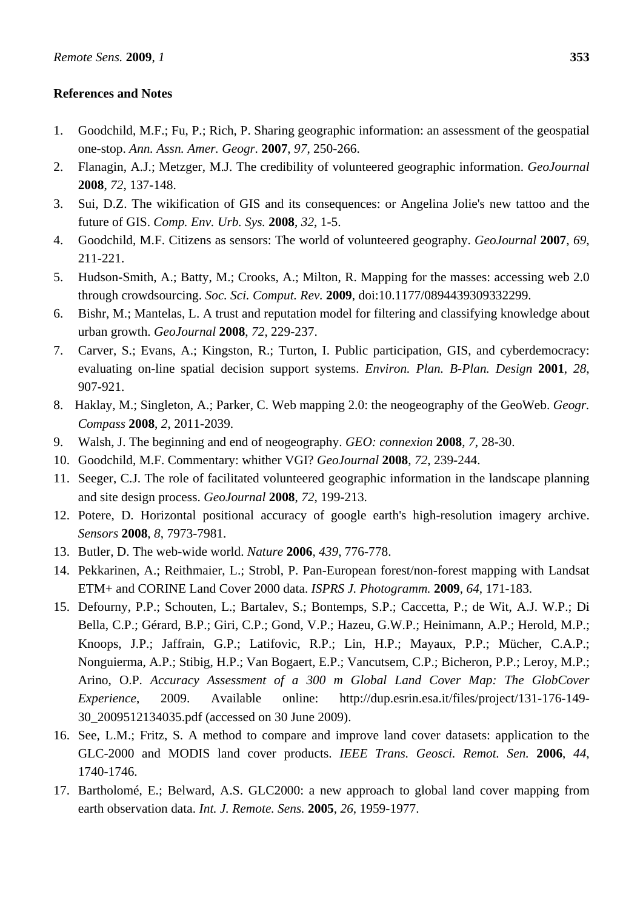## References and Notes

1. Goodchild, M.F.; Fu, P.; Rich, P. Sharing geographic information: an assessment of the geospatial one-stop. *Ann. Assn. Amer. Geogr.* **2007**, *97*, 250-266.
2. Flanagin, A.J.; Metzger, M.J. The credibility of volunteered geographic information. *GeoJournal* **2008**, *72*, 137-148.
3. Sui, D.Z. The wikification of GIS and its consequences: or Angelina Jolie's new tattoo and the future of GIS. *Comp. Env. Urb. Sys.* **2008**, *32*, 1-5.
4. Goodchild, M.F. Citizens as sensors: The world of volunteered geography. *GeoJournal* **2007**, *69*, 211-221.
5. Hudson-Smith, A.; Batty, M.; Crooks, A.; Milton, R. Mapping for the masses: accessing web 2.0 through crowdsourcing. *Soc. Sci. Comput. Rev.* **2009**, doi:10.1177/0894439309332299.
6. Bishr, M.; Mantelas, L. A trust and reputation model for filtering and classifying knowledge about urban growth. *GeoJournal* **2008**, *72*, 229-237.
7. Carver, S.; Evans, A.; Kingston, R.; Turton, I. Public participation, GIS, and cyberdemocracy: evaluating on-line spatial decision support systems. *Environ. Plan. B-Plan. Design* **2001**, *28*, 907-921.
8. Haklay, M.; Singleton, A.; Parker, C. Web mapping 2.0: the neogeography of the GeoWeb. *Geogr. Compass* **2008**, *2*, 2011-2039.
9. Walsh, J. The beginning and end of neogeography. *GEO: connexion* **2008**, *7*, 28-30.
10. Goodchild, M.F. Commentary: whither VGI? *GeoJournal* **2008**, *72*, 239-244.
11. Seeger, C.J. The role of facilitated volunteered geographic information in the landscape planning and site design process. *GeoJournal* **2008**, *72*, 199-213.
12. Potere, D. Horizontal positional accuracy of google earth's high-resolution imagery archive. *Sensors* **2008**, *8*, 7973-7981.
13. Butler, D. The web-wide world. *Nature* **2006**, *439*, 776-778.
14. Pekkarinen, A.; Reithmaier, L.; Strobl, P. Pan-European forest/non-forest mapping with Landsat ETM+ and CORINE Land Cover 2000 data. *ISPRS J. Photogramm.* **2009**, *64*, 171-183.
15. Defourny, P.P.; Schouten, L.; Bartalev, S.; Bontemps, S.P.; Caccetta, P.; de Wit, A.J. W.P.; Di Bella, C.P.; Gérard, B.P.; Giri, C.P.; Gond, V.P.; Hazeu, G.W.P.; Heinimann, A.P.; Herold, M.P.; Knoops, J.P.; Jaffrain, G.P.; Latifovic, R.P.; Lin, H.P.; Mayaux, P.P.; Mücher, C.A.P.; Nonguierma, A.P.; Stibig, H.P.; Van Bogaert, E.P.; Vancutsem, C.P.; Bicheron, P.P.; Leroy, M.P.; Arino, O.P. *Accuracy Assessment of a 300 m Global Land Cover Map: The GlobCover Experience*, 2009. Available online: http://dup.esrin.esa.it/files/project/131-176-149-30_2009512134035.pdf (accessed on 30 June 2009).
16. See, L.M.; Fritz, S. A method to compare and improve land cover datasets: application to the GLC-2000 and MODIS land cover products. *IEEE Trans. Geosci. Remot. Sen.* **2006**, *44*, 1740-1746.
17. Bartholomé, E.; Belward, A.S. GLC2000: a new approach to global land cover mapping from earth observation data. *Int. J. Remote. Sens.* **2005**, *26*, 1959-1977.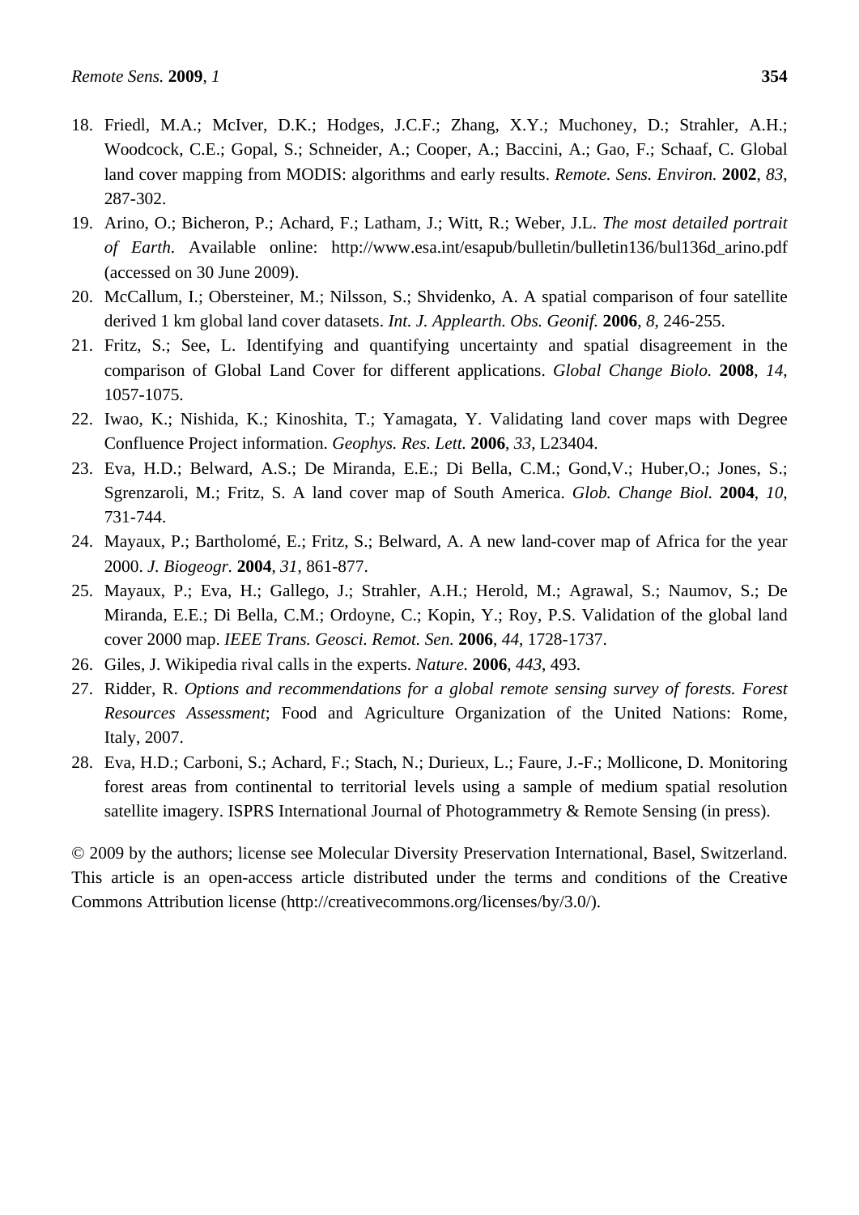18. Friedl, M.A.; McIver, D.K.; Hodges, J.C.F.; Zhang, X.Y.; Muchoney, D.; Strahler, A.H.; Woodcock, C.E.; Gopal, S.; Schneider, A.; Cooper, A.; Baccini, A.; Gao, F.; Schaaf, C. Global land cover mapping from MODIS: algorithms and early results. *Remote. Sens. Environ.* **2002**, *83*, 287-302.
19. Arino, O.; Bicheron, P.; Achard, F.; Latham, J.; Witt, R.; Weber, J.L. *The most detailed portrait of Earth*. Available online: http://www.esa.int/esapub/bulletin/bulletin136/bul136d_arino.pdf (accessed on 30 June 2009).
20. McCallum, I.; Obersteiner, M.; Nilsson, S.; Shvidenko, A. A spatial comparison of four satellite derived 1 km global land cover datasets. *Int. J. Applearth. Obs. Geonif.* **2006**, *8*, 246-255.
21. Fritz, S.; See, L. Identifying and quantifying uncertainty and spatial disagreement in the comparison of Global Land Cover for different applications. *Global Change Biolo.* **2008**, *14*, 1057-1075.
22. Iwao, K.; Nishida, K.; Kinoshita, T.; Yamagata, Y. Validating land cover maps with Degree Confluence Project information. *Geophys. Res. Lett.* **2006**, *33*, L23404.
23. Eva, H.D.; Belward, A.S.; De Miranda, E.E.; Di Bella, C.M.; Gond,V.; Huber,O.; Jones, S.; Sgrenzaroli, M.; Fritz, S. A land cover map of South America. *Glob. Change Biol.* **2004**, *10*, 731-744.
24. Mayaux, P.; Bartholomé, E.; Fritz, S.; Belward, A. A new land-cover map of Africa for the year 2000. *J. Biogeogr.* **2004**, *31*, 861-877.
25. Mayaux, P.; Eva, H.; Gallego, J.; Strahler, A.H.; Herold, M.; Agrawal, S.; Naumov, S.; De Miranda, E.E.; Di Bella, C.M.; Ordoyne, C.; Kopin, Y.; Roy, P.S. Validation of the global land cover 2000 map. *IEEE Trans. Geosci. Remot. Sen.* **2006**, *44*, 1728-1737.
26. Giles, J. Wikipedia rival calls in the experts. *Nature.* **2006**, *443*, 493.
27. Ridder, R. *Options and recommendations for a global remote sensing survey of forests. Forest Resources Assessment*; Food and Agriculture Organization of the United Nations: Rome, Italy, 2007.
28. Eva, H.D.; Carboni, S.; Achard, F.; Stach, N.; Durieux, L.; Faure, J.-F.; Mollicone, D. Monitoring forest areas from continental to territorial levels using a sample of medium spatial resolution satellite imagery. ISPRS International Journal of Photogrammetry & Remote Sensing (in press).

© 2009 by the authors; license see Molecular Diversity Preservation International, Basel, Switzerland. This article is an open-access article distributed under the terms and conditions of the Creative Commons Attribution license (http://creativecommons.org/licenses/by/3.0/).